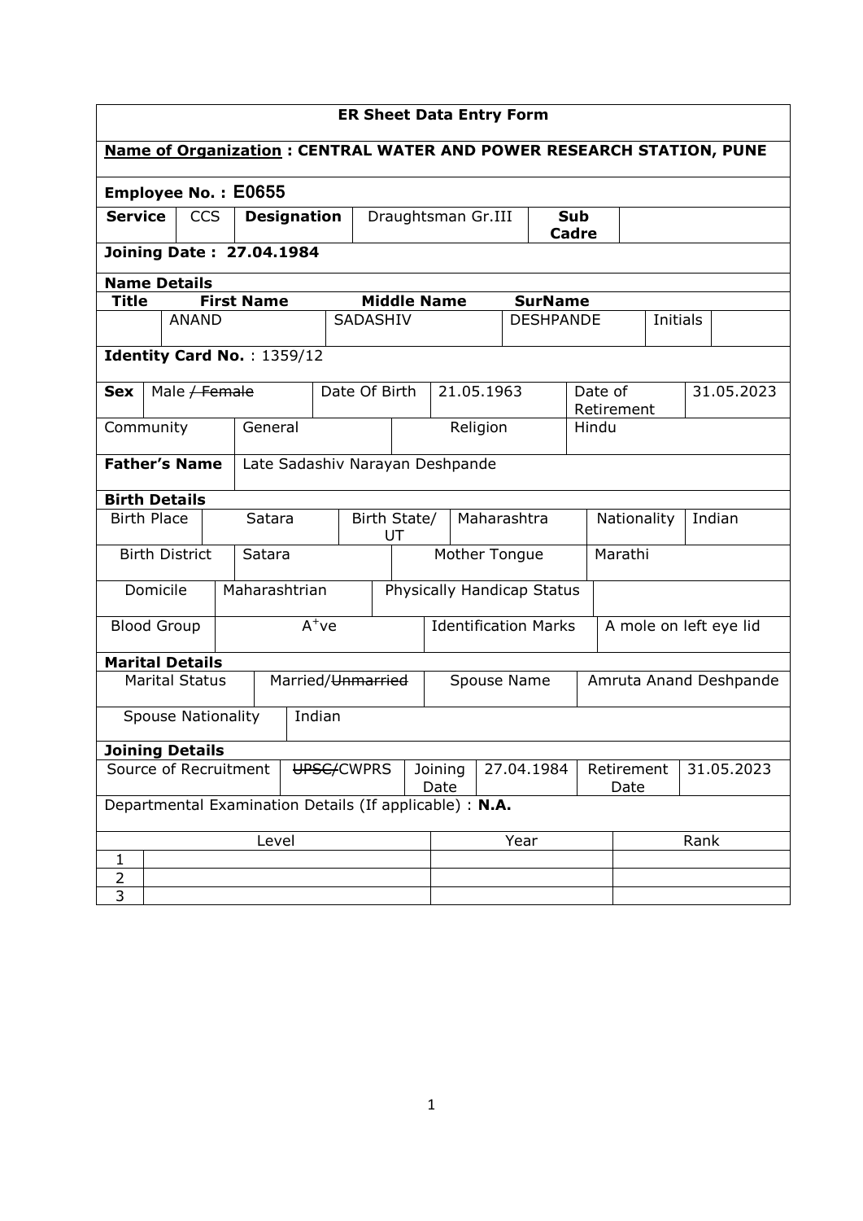## ER Sheet Data Entry Form

**Name of Organization : CENTRAL WATER AND POWER RESEARCH STATION, PUNE**

**Employee No. : E0655**

| **Service** | CCS | **Designation** | Draughtsman Gr.III | **Sub Cadre** | |
|---|---|---|---|---|---|

**Joining Date : 27.04.1984**

**Name Details**

| **Title** | **First Name** | **Middle Name** | **SurName** | | |
|---|---|---|---|---|---|
| | ANAND | SADASHIV | DESHPANDE | Initials | |

**Identity Card No.** : 1359/12

| **Sex** | Male / ~~Female~~ | Date Of Birth | 21.05.1963 | Date of Retirement | 31.05.2023 |
|---|---|---|---|---|---|
| Community | General | Religion | Hindu | | |

| **Father's Name** | Late Sadashiv Narayan Deshpande |
|---|---|

**Birth Details**

| Birth Place | Satara | Birth State/ UT | Maharashtra | Nationality | Indian |
|---|---|---|---|---|---|
| Birth District | Satara | Mother Tongue | Marathi | | |
| Domicile | Maharashtrian | Physically Handicap Status | | | |
| Blood Group | $A^{+}$ve | Identification Marks | A mole on left eye lid | | |

**Marital Details**

| Marital Status | Married/~~Unmarried~~ | Spouse Name | Amruta Anand Deshpande |
|---|---|---|---|
| Spouse Nationality | Indian | | |

**Joining Details**

| Source of Recruitment | ~~UPSC~~/CWPRS | Joining Date | 27.04.1984 | Retirement Date | 31.05.2023 |
|---|---|---|---|---|---|

Departmental Examination Details (If applicable) : **N.A.**

| | Level | Year | Rank |
|---|---|---|---|
| 1 | | | |
| 2 | | | |
| 3 | | | |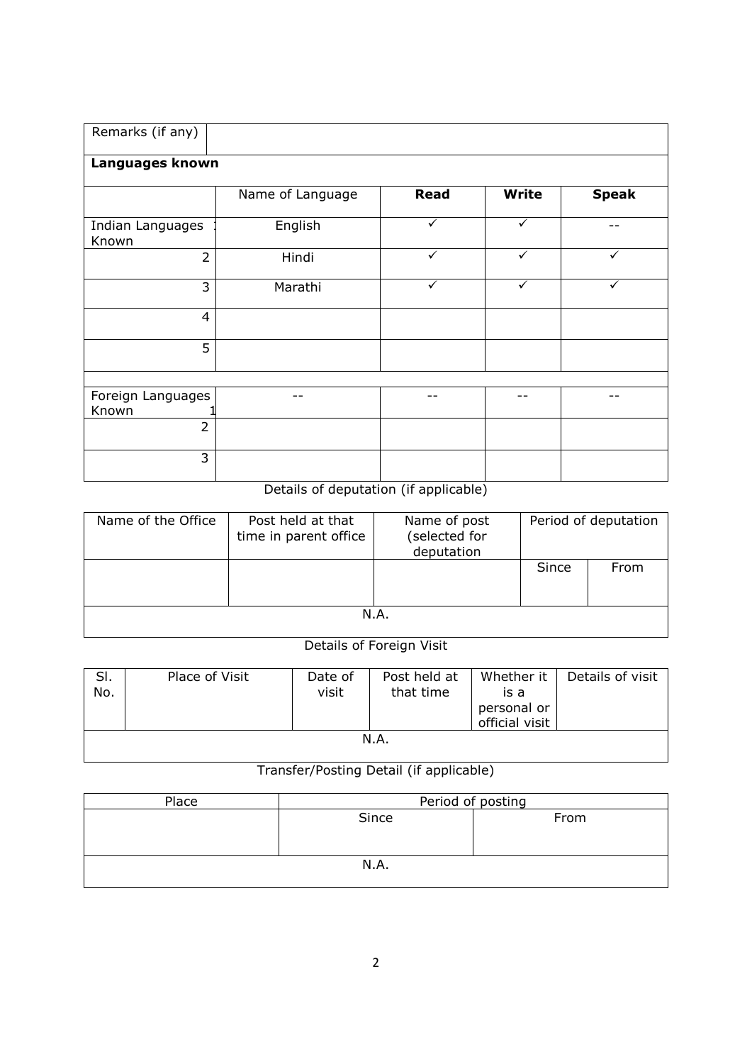| Remarks (if any) | | | | |
|---|---|---|---|---|
| **Languages known** | | | | |
| | Name of Language | **Read** | **Write** | **Speak** |
| Indian Languages Known 1 | English | ✓ | ✓ | -- |
| 2 | Hindi | ✓ | ✓ | ✓ |
| 3 | Marathi | ✓ | ✓ | ✓ |
| 4 | | | | |
| 5 | | | | |
| | | | | |
| Foreign Languages Known 1 | -- | -- | -- | -- |
| 2 | | | | |
| 3 | | | | |

Details of deputation (if applicable)

| Name of the Office | Post held at that time in parent office | Name of post (selected for deputation | Period of deputation | |
|---|---|---|---|---|
| | | | Since | From |
| N.A. | | | | |

Details of Foreign Visit

| Sl. No. | Place of Visit | Date of visit | Post held at that time | Whether it is a personal or official visit | Details of visit |
|---|---|---|---|---|---|
| N.A. | | | | | |

Transfer/Posting Detail (if applicable)

| Place | Period of posting | |
|---|---|---|
| | Since | From |
| N.A. | | |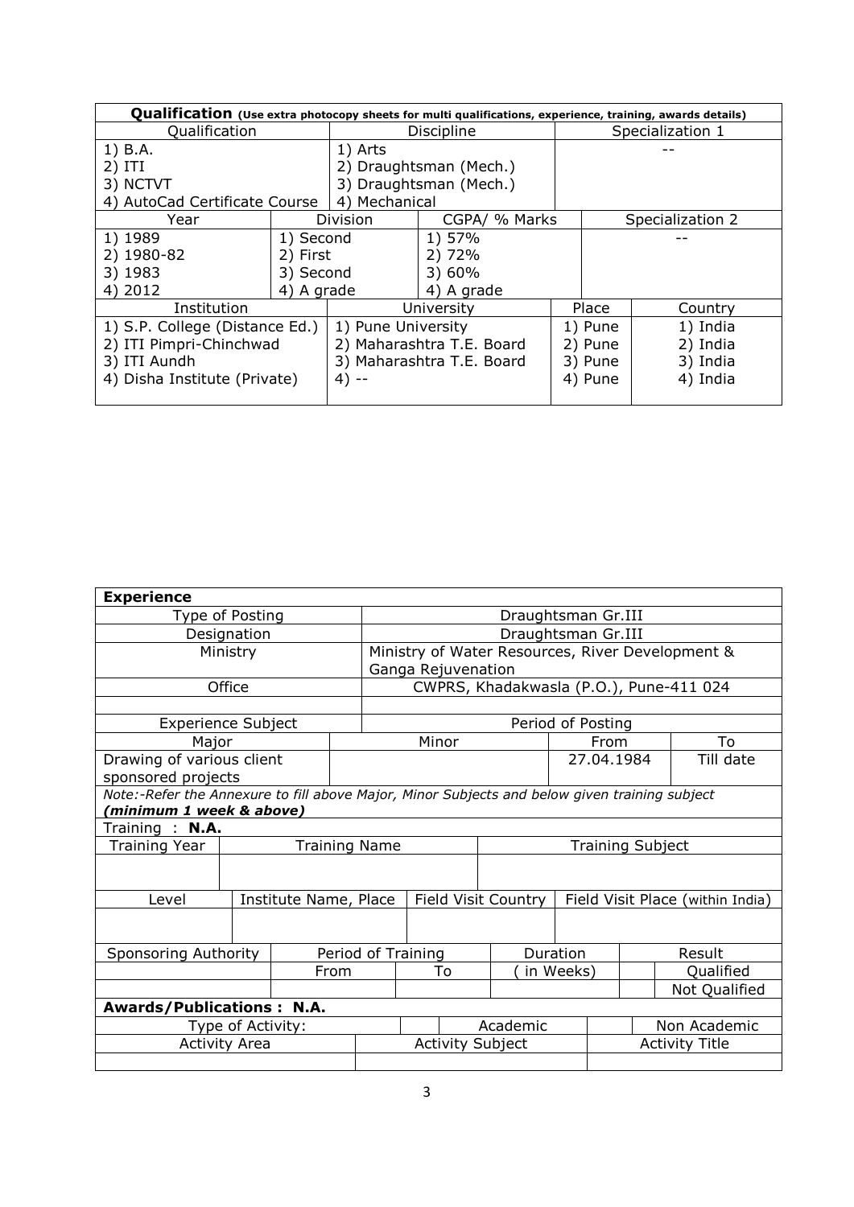| **Qualification** (Use extra photocopy sheets for multi qualifications, experience, training, awards details) | | | | | |
|---|---|---|---|---|---|
| Qualification | | Discipline | | Specialization 1 | |
| 1) B.A.<br>2) ITI<br>3) NCTVT<br>4) AutoCad Certificate Course | | 1) Arts<br>2) Draughtsman (Mech.)<br>3) Draughtsman (Mech.)<br>4) Mechanical | | -- | |
| Year | Division | CGPA/ % Marks | | Specialization 2 | |
| 1) 1989<br>2) 1980-82<br>3) 1983<br>4) 2012 | 1) Second<br>2) First<br>3) Second<br>4) A grade | 1) 57%<br>2) 72%<br>3) 60%<br>4) A grade | | -- | |
| Institution | | University | | Place | Country |
| 1) S.P. College (Distance Ed.)<br>2) ITI Pimpri-Chinchwad<br>3) ITI Aundh<br>4) Disha Institute (Private) | | 1) Pune University<br>2) Maharashtra T.E. Board<br>3) Maharashtra T.E. Board<br>4) -- | | 1) Pune<br>2) Pune<br>3) Pune<br>4) Pune | 1) India<br>2) India<br>3) India<br>4) India |

| **Experience** | | | |
|---|---|---|---|
| Type of Posting | Draughtsman Gr.III | | |
| Designation | Draughtsman Gr.III | | |
| Ministry | Ministry of Water Resources, River Development & Ganga Rejuvenation | | |
| Office | CWPRS, Khadakwasla (P.O.), Pune-411 024 | | |
| | | | |
| Experience Subject | | Period of Posting | |
| Major | Minor | From | To |
| Drawing of various client sponsored projects | | 27.04.1984 | Till date |

*Note:-Refer the Annexure to fill above Major, Minor Subjects and below given training subject* ***(minimum 1 week & above)***

Training : **N.A.**

| Training Year | Training Name | | Training Subject | | |
|---|---|---|---|---|---|
| | | | | | |
| Level | Institute Name, Place | Field Visit Country | | Field Visit Place (within India) | |
| | | | | | |
| Sponsoring Authority | Period of Training | | Duration | Result | |
| | From | To | ( in Weeks) | | Qualified |
| | | | | | Not Qualified |

**Awards/Publications : N.A.**

| Type of Activity: | | Academic | | Non Academic |
|---|---|---|---|---|
| Activity Area | Activity Subject | | Activity Title | |
| | | | | |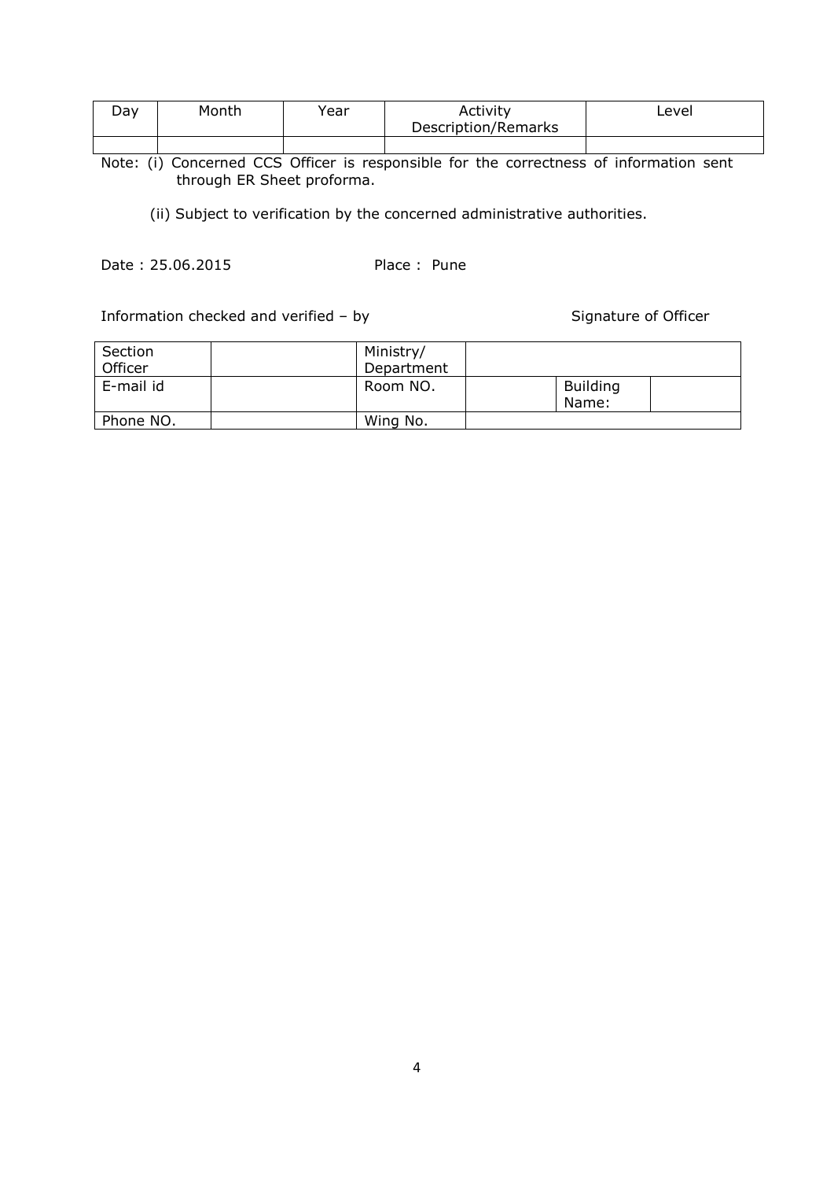| Day | Month | Year | Activity Description/Remarks | Level |
|---|---|---|---|---|
| | | | | |

Note: (i) Concerned CCS Officer is responsible for the correctness of information sent through ER Sheet proforma.

(ii) Subject to verification by the concerned administrative authorities.

Date : 25.06.2015 Place : Pune

Information checked and verified – by Signature of Officer

| | | | | | |
|---|---|---|---|---|---|
| Section Officer | | Ministry/ Department | | | |
| E-mail id | | Room NO. | | Building Name: | |
| Phone NO. | | Wing No. | | | |